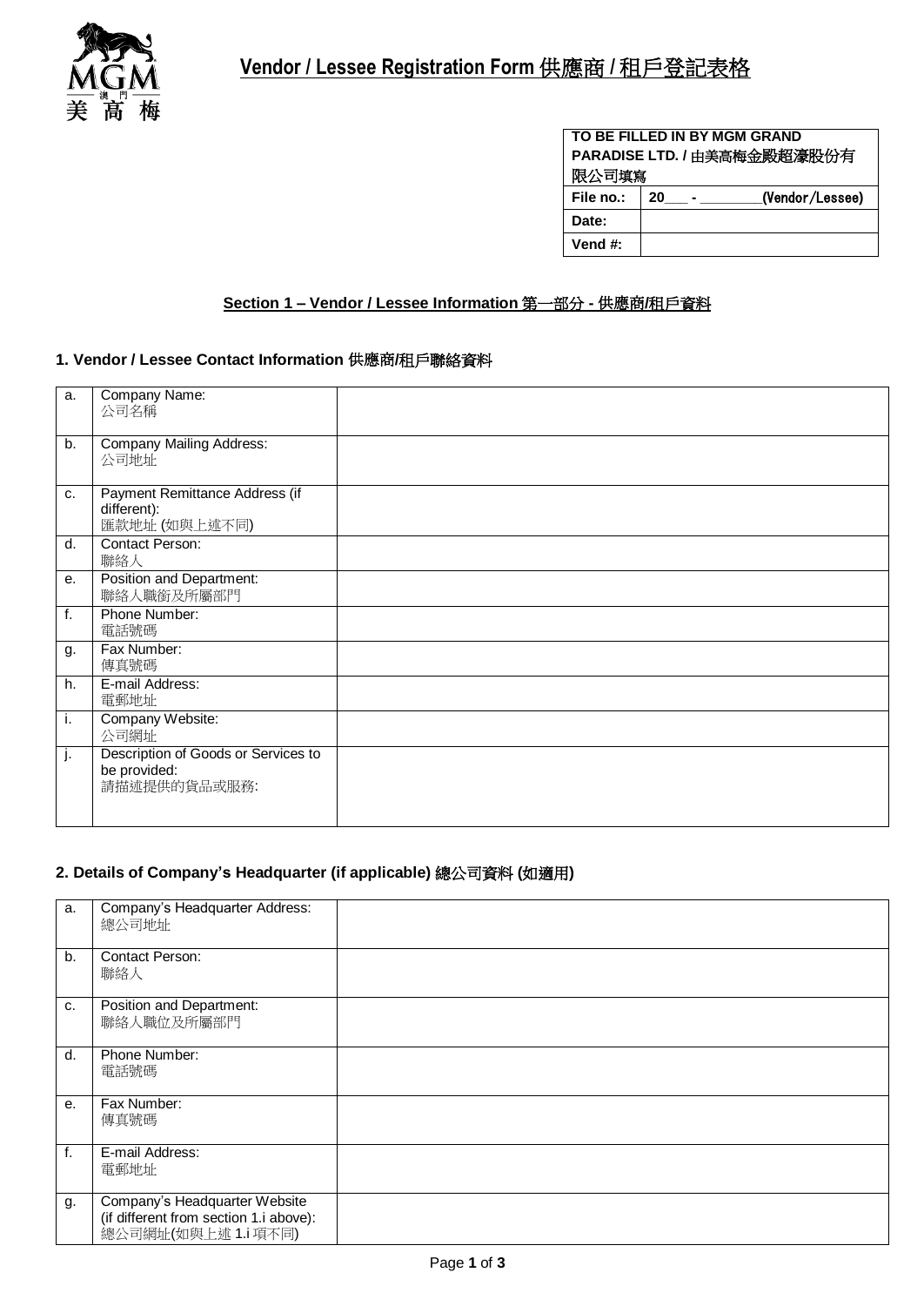# Vendor / Lessee Registration Form 供應商 / 租戶登記表格

| TO BE FILLED IN BY MGM GRAND PARADISE LTD. / 由美高梅金殿超濠股份有限公司填寫 | |
|---|---|
| File no.: | 20___ - ________(Vendor/Lessee) |
| Date: | |
| Vend #: | |

## Section 1 – Vendor / Lessee Information 第一部分 - 供應商/租戶資料

### 1. Vendor / Lessee Contact Information 供應商/租戶聯絡資料

| | | |
|---|---|---|
| a. | Company Name:<br>公司名稱 | |
| b. | Company Mailing Address:<br>公司地址 | |
| c. | Payment Remittance Address (if different):<br>匯款地址 (如與上述不同) | |
| d. | Contact Person:<br>聯絡人 | |
| e. | Position and Department:<br>聯絡人職銜及所屬部門 | |
| f. | Phone Number:<br>電話號碼 | |
| g. | Fax Number:<br>傳真號碼 | |
| h. | E-mail Address:<br>電郵地址 | |
| i. | Company Website:<br>公司網址 | |
| j. | Description of Goods or Services to be provided:<br>請描述提供的貨品或服務: | |

### 2. Details of Company's Headquarter (if applicable) 總公司資料 (如適用)

| | | |
|---|---|---|
| a. | Company's Headquarter Address:<br>總公司地址 | |
| b. | Contact Person:<br>聯絡人 | |
| c. | Position and Department:<br>聯絡人職位及所屬部門 | |
| d. | Phone Number:<br>電話號碼 | |
| e. | Fax Number:<br>傳真號碼 | |
| f. | E-mail Address:<br>電郵地址 | |
| g. | Company's Headquarter Website (if different from section 1.i above):<br>總公司網址(如與上述 1.i 項不同) | |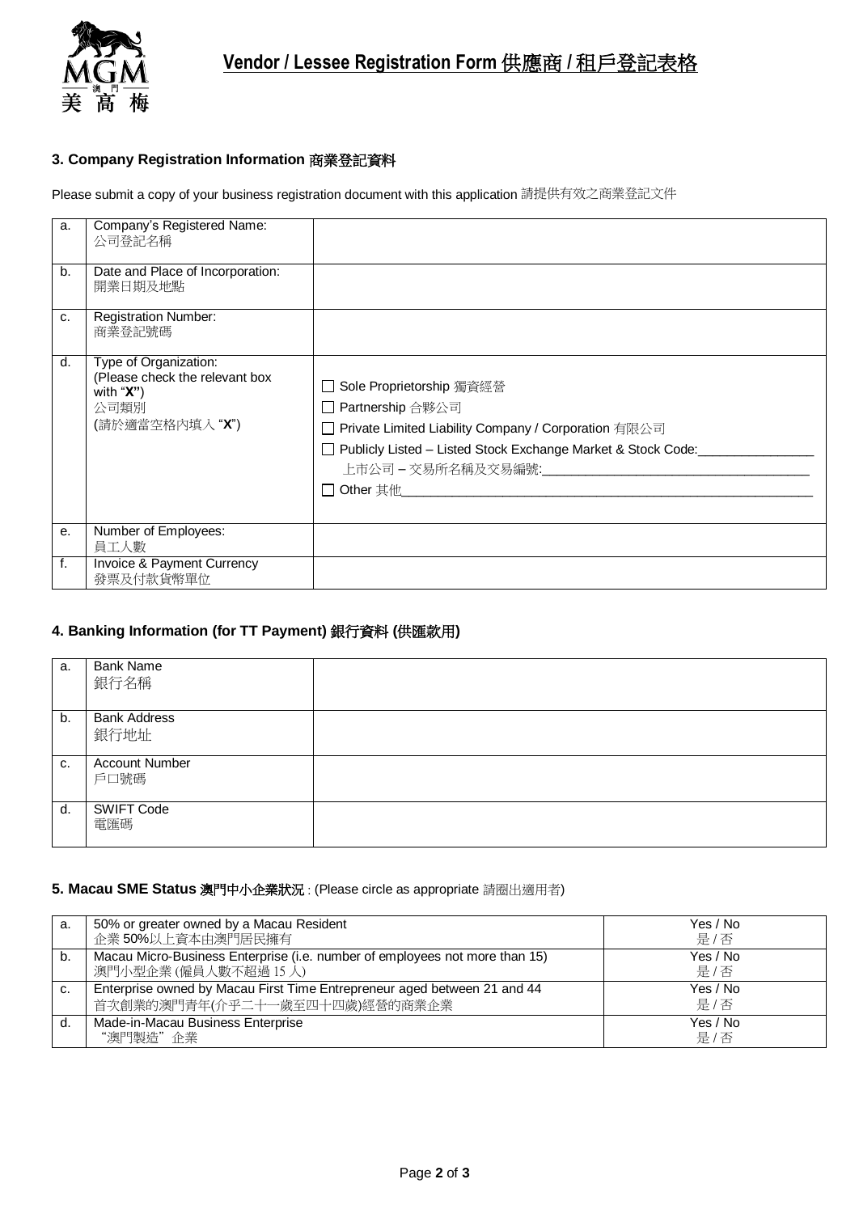# Vendor / Lessee Registration Form 供應商 / 租戶登記表格

## 3. Company Registration Information 商業登記資料

Please submit a copy of your business registration document with this application 請提供有效之商業登記文件

| | | |
|---|---|---|
| a. | Company's Registered Name:<br>公司登記名稱 | |
| b. | Date and Place of Incorporation:<br>開業日期及地點 | |
| c. | Registration Number:<br>商業登記號碼 | |
| d. | Type of Organization:<br>(Please check the relevant box with "**X**")<br>公司類別<br>(請於適當空格內填入 "**X**") | ☐ Sole Proprietorship 獨資經營<br>☐ Partnership 合夥公司<br>☐ Private Limited Liability Company / Corporation 有限公司<br>☐ Publicly Listed – Listed Stock Exchange Market & Stock Code:________________<br>上市公司 – 交易所名稱及交易編號:________________________________<br>☐ Other 其他________________________________________________ |
| e. | Number of Employees:<br>員工人數 | |
| f. | Invoice & Payment Currency<br>發票及付款貨幣單位 | |

## 4. Banking Information (for TT Payment) 銀行資料 (供匯款用)

| | | |
|---|---|---|
| a. | Bank Name<br>銀行名稱 | |
| b. | Bank Address<br>銀行地址 | |
| c. | Account Number<br>戶口號碼 | |
| d. | SWIFT Code<br>電匯碼 | |

## 5. Macau SME Status 澳門中小企業狀況 : (Please circle as appropriate 請圈出適用者)

| | | |
|---|---|---|
| a. | 50% or greater owned by a Macau Resident<br>企業 50%以上資本由澳門居民擁有 | Yes / No<br>是 / 否 |
| b. | Macau Micro-Business Enterprise (i.e. number of employees not more than 15)<br>澳門小型企業 (僱員人數不超過 15 人) | Yes / No<br>是 / 否 |
| c. | Enterprise owned by Macau First Time Entrepreneur aged between 21 and 44<br>首次創業的澳門青年(介乎二十一歲至四十四歲)經營的商業企業 | Yes / No<br>是 / 否 |
| d. | Made-in-Macau Business Enterprise<br>"澳門製造" 企業 | Yes / No<br>是 / 否 |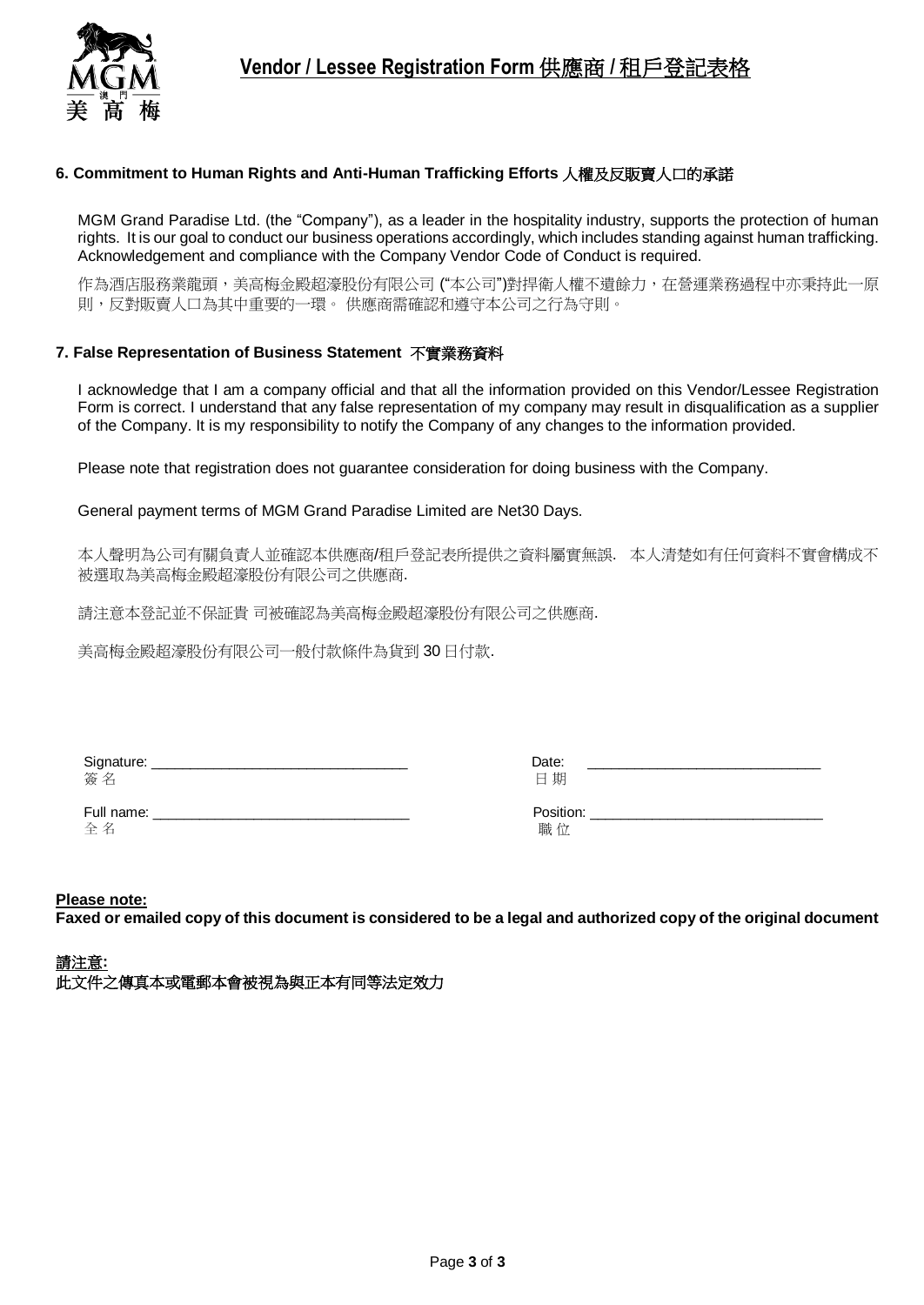# Vendor / Lessee Registration Form 供應商 / 租戶登記表格

### 6. Commitment to Human Rights and Anti-Human Trafficking Efforts 人權及反販賣人口的承諾

MGM Grand Paradise Ltd. (the "Company"), as a leader in the hospitality industry, supports the protection of human rights. It is our goal to conduct our business operations accordingly, which includes standing against human trafficking. Acknowledgement and compliance with the Company Vendor Code of Conduct is required.

作為酒店服務業龍頭，美高梅金殿超濠股份有限公司 ("本公司")對捍衛人權不遺餘力，在營運業務過程中亦秉持此一原則，反對販賣人口為其中重要的一環。 供應商需確認和遵守本公司之行為守則。

### 7. False Representation of Business Statement 不實業務資料

I acknowledge that I am a company official and that all the information provided on this Vendor/Lessee Registration Form is correct. I understand that any false representation of my company may result in disqualification as a supplier of the Company. It is my responsibility to notify the Company of any changes to the information provided.

Please note that registration does not guarantee consideration for doing business with the Company.

General payment terms of MGM Grand Paradise Limited are Net30 Days.

本人聲明為公司有關負責人並確認本供應商/租戶登記表所提供之資料屬實無誤. 本人清楚如有任何資料不實會構成不被選取為美高梅金殿超濠股份有限公司之供應商.

請注意本登記並不保証貴 司被確認為美高梅金殿超濠股份有限公司之供應商.

美高梅金殿超濠股份有限公司一般付款條件為貨到 30 日付款.

Signature: ________________________________ 簽 名

Date: ________________________________ 日 期

Full name: ________________________________ 全 名

Position: ________________________________ 職 位

**Please note:**

**Faxed or emailed copy of this document is considered to be a legal and authorized copy of the original document**

**請注意:**

**此文件之傳真本或電郵本會被視為與正本有同等法定效力**